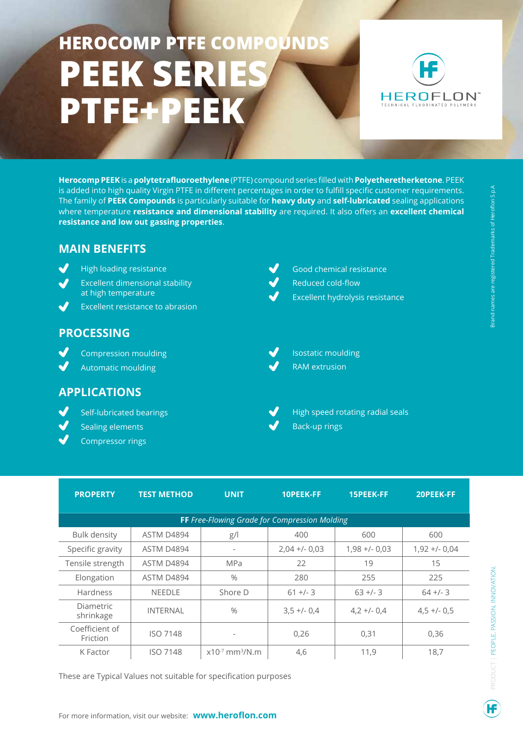# HEROCOMP PTFE COMPOUNDS

# PEEK SERIES PTFE+PEEK

HEROFLON™ TECHNICAL FLUORINATED POLYMERS

**Herocomp PEEK** is a **polytetrafluoroethylene** (PTFE) compound series filled with **Polyetheretherketone**. PEEK is added into high quality Virgin PTFE in different percentages in order to fulfill specific customer requirements. The family of **PEEK Compounds** is particularly suitable for **heavy duty** and **self-lubricated** sealing applications where temperature **resistance and dimensional stability** are required. It also offers an **excellent chemical resistance and low out gassing properties**.

## MAIN BENEFITS

- High loading resistance
- Excellent dimensional stability at high temperature
- Excellent resistance to abrasion
- Good chemical resistance
- Reduced cold-flow
- Excellent hydrolysis resistance

## PROCESSING

- Compression moulding
- Automatic moulding
- Isostatic moulding
- RAM extrusion

## APPLICATIONS

- Self-lubricated bearings
- Sealing elements
- Compressor rings
- High speed rotating radial seals
- Back-up rings

| PROPERTY | TEST METHOD | UNIT | 10PEEK-FF | 15PEEK-FF | 20PEEK-FF |
|---|---|---|---|---|---|
| **FF** *Free-Flowing Grade for Compression Molding* | | | | | |
| Bulk density | ASTM D4894 | g/l | 400 | 600 | 600 |
| Specific gravity | ASTM D4894 | - | 2,04 +/- 0,03 | 1,98 +/- 0,03 | 1,92 +/- 0,04 |
| Tensile strength | ASTM D4894 | MPa | 22 | 19 | 15 |
| Elongation | ASTM D4894 | % | 280 | 255 | 225 |
| Hardness | NEEDLE | Shore D | 61 +/- 3 | 63 +/- 3 | 64 +/- 3 |
| Diametric shrinkage | INTERNAL | % | 3,5 +/- 0,4 | 4,2 +/- 0,4 | 4,5 +/- 0,5 |
| Coefficient of Friction | ISO 7148 | - | 0,26 | 0,31 | 0,36 |
| K Factor | ISO 7148 | $x10^{-7}$ $mm^3/N.m$ | 4,6 | 11,9 | 18,7 |

These are Typical Values not suitable for specification purposes

For more information, visit our website: **www.heroflon.com**

Brand names are registered Trademarks of Heroflon S.p.A

PRODUCT | PEOPLE, PASSION, INNOVATION.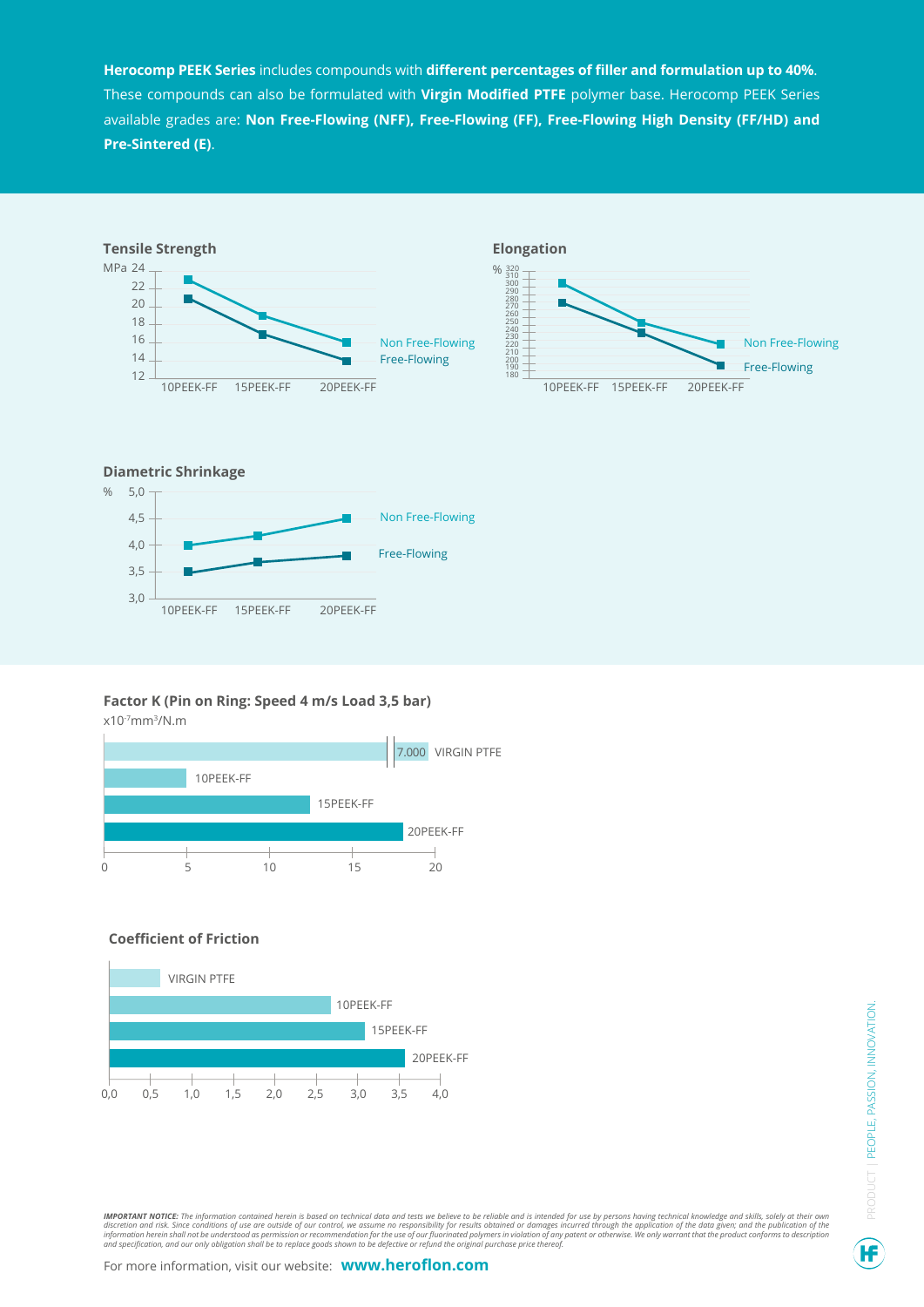**Herocomp PEEK Series** includes compounds with **different percentages of filler and formulation up to 40%**. These compounds can also be formulated with **Virgin Modified PTFE** polymer base. Herocomp PEEK Series available grades are: **Non Free-Flowing (NFF), Free-Flowing (FF), Free-Flowing High Density (FF/HD) and Pre-Sintered (E)**.

### Tensile Strength

MPa 24, 22, 20, 18, 16, 14, 12

10PEEK-FF, 15PEEK-FF, 20PEEK-FF

Non Free-Flowing

Free-Flowing

### Elongation

% 320, 310, 300, 290, 280, 270, 260, 250, 240, 230, 220, 210, 200, 190, 180

10PEEK-FF, 15PEEK-FF, 20PEEK-FF

Non Free-Flowing

Free-Flowing

### Diametric Shrinkage

% 5,0, 4,5, 4,0, 3,5, 3,0

10PEEK-FF, 15PEEK-FF, 20PEEK-FF

Non Free-Flowing

Free-Flowing

### Factor K (Pin on Ring: Speed 4 m/s Load 3,5 bar)

$x10^{-7} mm^3/N.m$

7.000 VIRGIN PTFE

10PEEK-FF

15PEEK-FF

20PEEK-FF

0, 5, 10, 15, 20

### Coefficient of Friction

VIRGIN PTFE

10PEEK-FF

15PEEK-FF

20PEEK-FF

0,0, 0,5, 1,0, 1,5, 2,0, 2,5, 3,0, 3,5, 4,0

PRODUCT | PEOPLE, PASSION, INNOVATION.

***IMPORTANT NOTICE:*** *The information contained herein is based on technical data and tests we believe to be reliable and is intended for use by persons having technical knowledge and skills, solely at their own discretion and risk. Since conditions of use are outside of our control, we assume no responsibility for results obtained or damages incurred through the application of the data given; and the publication of the information herein shall not be understood as permission or recommendation for the use of our fluorinated polymers in violation of any patent or otherwise. We only warrant that the product conforms to description and specification, and our only obligation shall be to replace goods shown to be defective or refund the original purchase price thereof.*

For more information, visit our website: **www.heroflon.com**